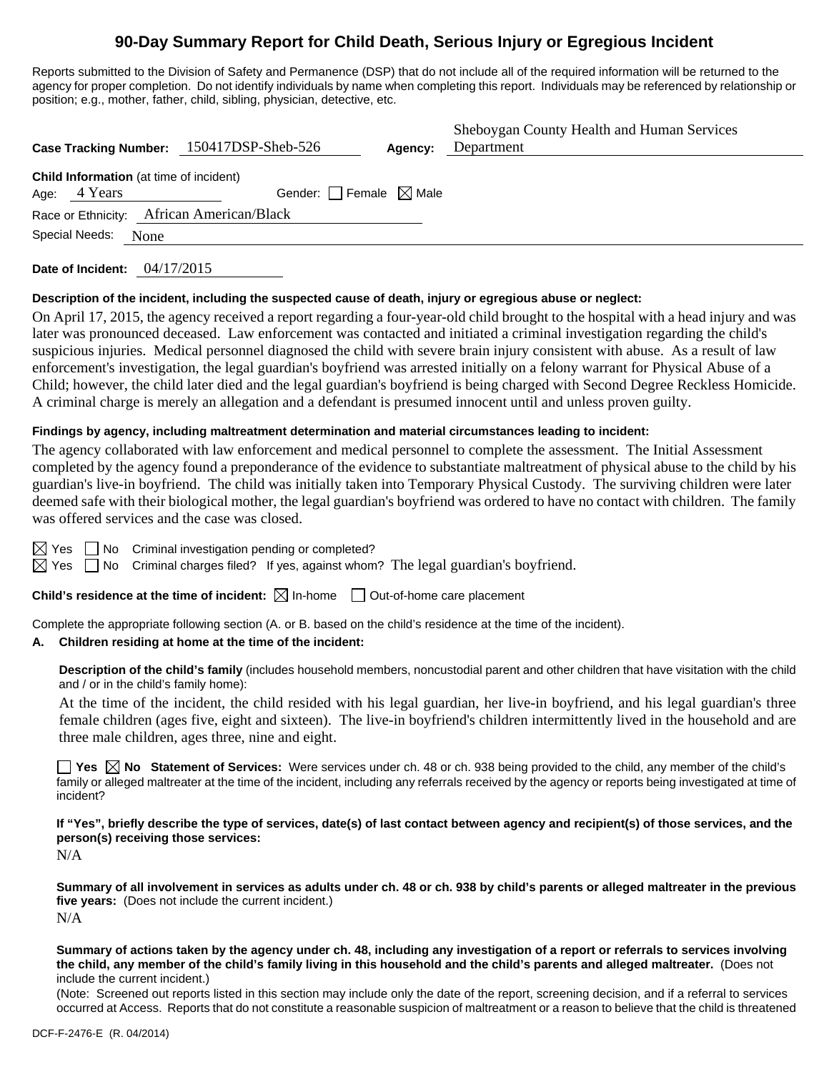# 90-Day Summary Report for Child Death, Serious Injury or Egregious Incident

Reports submitted to the Division of Safety and Permanence (DSP) that do not include all of the required information will be returned to the agency for proper completion. Do not identify individuals by name when completing this report. Individuals may be referenced by relationship or position; e.g., mother, father, child, sibling, physician, detective, etc.

**Case Tracking Number:** 150417DSP-Sheb-526 **Agency:** Sheboygan County Health and Human Services Department

**Child Information** (at time of incident)

Age: 4 Years Gender: ☐ Female ☒ Male

Race or Ethnicity: African American/Black

Special Needs: None

**Date of Incident:** 04/17/2015

**Description of the incident, including the suspected cause of death, injury or egregious abuse or neglect:**

On April 17, 2015, the agency received a report regarding a four-year-old child brought to the hospital with a head injury and was later was pronounced deceased. Law enforcement was contacted and initiated a criminal investigation regarding the child's suspicious injuries. Medical personnel diagnosed the child with severe brain injury consistent with abuse. As a result of law enforcement's investigation, the legal guardian's boyfriend was arrested initially on a felony warrant for Physical Abuse of a Child; however, the child later died and the legal guardian's boyfriend is being charged with Second Degree Reckless Homicide. A criminal charge is merely an allegation and a defendant is presumed innocent until and unless proven guilty.

**Findings by agency, including maltreatment determination and material circumstances leading to incident:**

The agency collaborated with law enforcement and medical personnel to complete the assessment. The Initial Assessment completed by the agency found a preponderance of the evidence to substantiate maltreatment of physical abuse to the child by his guardian's live-in boyfriend. The child was initially taken into Temporary Physical Custody. The surviving children were later deemed safe with their biological mother, the legal guardian's boyfriend was ordered to have no contact with children. The family was offered services and the case was closed.

☒ Yes ☐ No Criminal investigation pending or completed?

☒ Yes ☐ No Criminal charges filed? If yes, against whom? The legal guardian's boyfriend.

**Child's residence at the time of incident:** ☒ In-home ☐ Out-of-home care placement

Complete the appropriate following section (A. or B. based on the child's residence at the time of the incident).

**A. Children residing at home at the time of the incident:**

**Description of the child's family** (includes household members, noncustodial parent and other children that have visitation with the child and / or in the child's family home):

At the time of the incident, the child resided with his legal guardian, her live-in boyfriend, and his legal guardian's three female children (ages five, eight and sixteen). The live-in boyfriend's children intermittently lived in the household and are three male children, ages three, nine and eight.

☐ **Yes** ☒ **No Statement of Services:** Were services under ch. 48 or ch. 938 being provided to the child, any member of the child's family or alleged maltreater at the time of the incident, including any referrals received by the agency or reports being investigated at time of incident?

**If "Yes", briefly describe the type of services, date(s) of last contact between agency and recipient(s) of those services, and the person(s) receiving those services:**

N/A

**Summary of all involvement in services as adults under ch. 48 or ch. 938 by child's parents or alleged maltreater in the previous five years:** (Does not include the current incident.)

N/A

**Summary of actions taken by the agency under ch. 48, including any investigation of a report or referrals to services involving the child, any member of the child's family living in this household and the child's parents and alleged maltreater.** (Does not include the current incident.)

(Note: Screened out reports listed in this section may include only the date of the report, screening decision, and if a referral to services occurred at Access. Reports that do not constitute a reasonable suspicion of maltreatment or a reason to believe that the child is threatened

DCF-F-2476-E (R. 04/2014)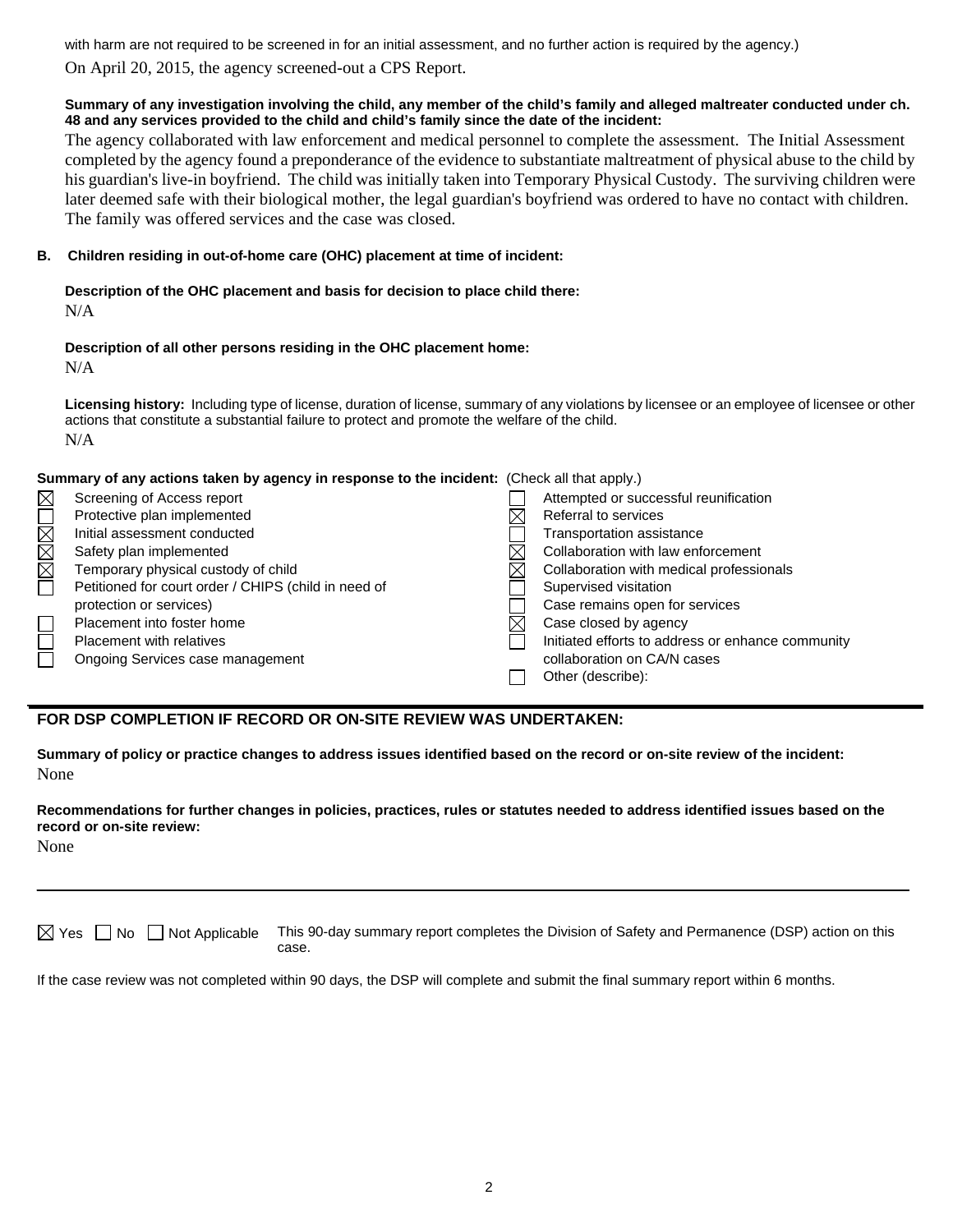with harm are not required to be screened in for an initial assessment, and no further action is required by the agency.)

On April 20, 2015, the agency screened-out a CPS Report.

**Summary of any investigation involving the child, any member of the child's family and alleged maltreater conducted under ch. 48 and any services provided to the child and child's family since the date of the incident:**

The agency collaborated with law enforcement and medical personnel to complete the assessment. The Initial Assessment completed by the agency found a preponderance of the evidence to substantiate maltreatment of physical abuse to the child by his guardian's live-in boyfriend. The child was initially taken into Temporary Physical Custody. The surviving children were later deemed safe with their biological mother, the legal guardian's boyfriend was ordered to have no contact with children. The family was offered services and the case was closed.

**B. Children residing in out-of-home care (OHC) placement at time of incident:**

**Description of the OHC placement and basis for decision to place child there:**

N/A

**Description of all other persons residing in the OHC placement home:**

N/A

**Licensing history:** Including type of license, duration of license, summary of any violations by licensee or an employee of licensee or other actions that constitute a substantial failure to protect and promote the welfare of the child.

N/A

**Summary of any actions taken by agency in response to the incident:** (Check all that apply.)

- ☒ Screening of Access report
- ☐ Protective plan implemented
- ☒ Initial assessment conducted
- ☒ Safety plan implemented
- ☒ Temporary physical custody of child
- ☐ Petitioned for court order / CHIPS (child in need of protection or services)
- ☐ Placement into foster home
- ☐ Placement with relatives
- ☐ Ongoing Services case management
- ☐ Attempted or successful reunification
- ☒ Referral to services
- ☐ Transportation assistance
- ☒ Collaboration with law enforcement
- ☒ Collaboration with medical professionals
- ☐ Supervised visitation
- ☐ Case remains open for services
- ☒ Case closed by agency
- ☐ Initiated efforts to address or enhance community collaboration on CA/N cases
- ☐ Other (describe):

## FOR DSP COMPLETION IF RECORD OR ON-SITE REVIEW WAS UNDERTAKEN:

**Summary of policy or practice changes to address issues identified based on the record or on-site review of the incident:**

None

**Recommendations for further changes in policies, practices, rules or statutes needed to address identified issues based on the record or on-site review:**

None

---

☒ Yes ☐ No ☐ Not Applicable  This 90-day summary report completes the Division of Safety and Permanence (DSP) action on this case.

If the case review was not completed within 90 days, the DSP will complete and submit the final summary report within 6 months.